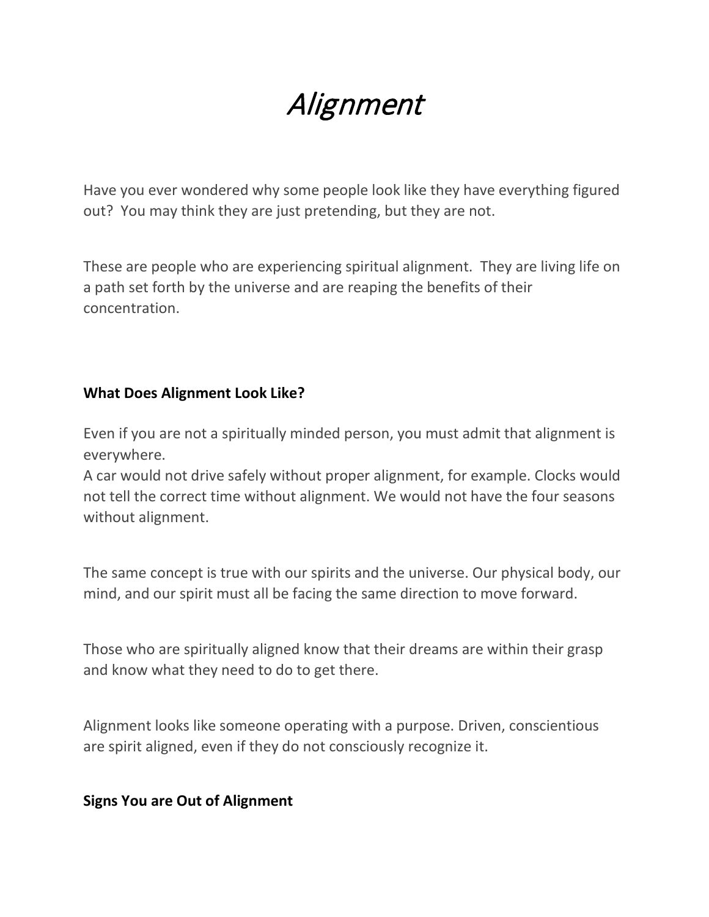# *Alignment*

Have you ever wondered why some people look like they have everything figured out? You may think they are just pretending, but they are not.

These are people who are experiencing spiritual alignment. They are living life on a path set forth by the universe and are reaping the benefits of their concentration.

## What Does Alignment Look Like?

Even if you are not a spiritually minded person, you must admit that alignment is everywhere.
A car would not drive safely without proper alignment, for example. Clocks would not tell the correct time without alignment. We would not have the four seasons without alignment.

The same concept is true with our spirits and the universe. Our physical body, our mind, and our spirit must all be facing the same direction to move forward.

Those who are spiritually aligned know that their dreams are within their grasp and know what they need to do to get there.

Alignment looks like someone operating with a purpose. Driven, conscientious are spirit aligned, even if they do not consciously recognize it.

## Signs You are Out of Alignment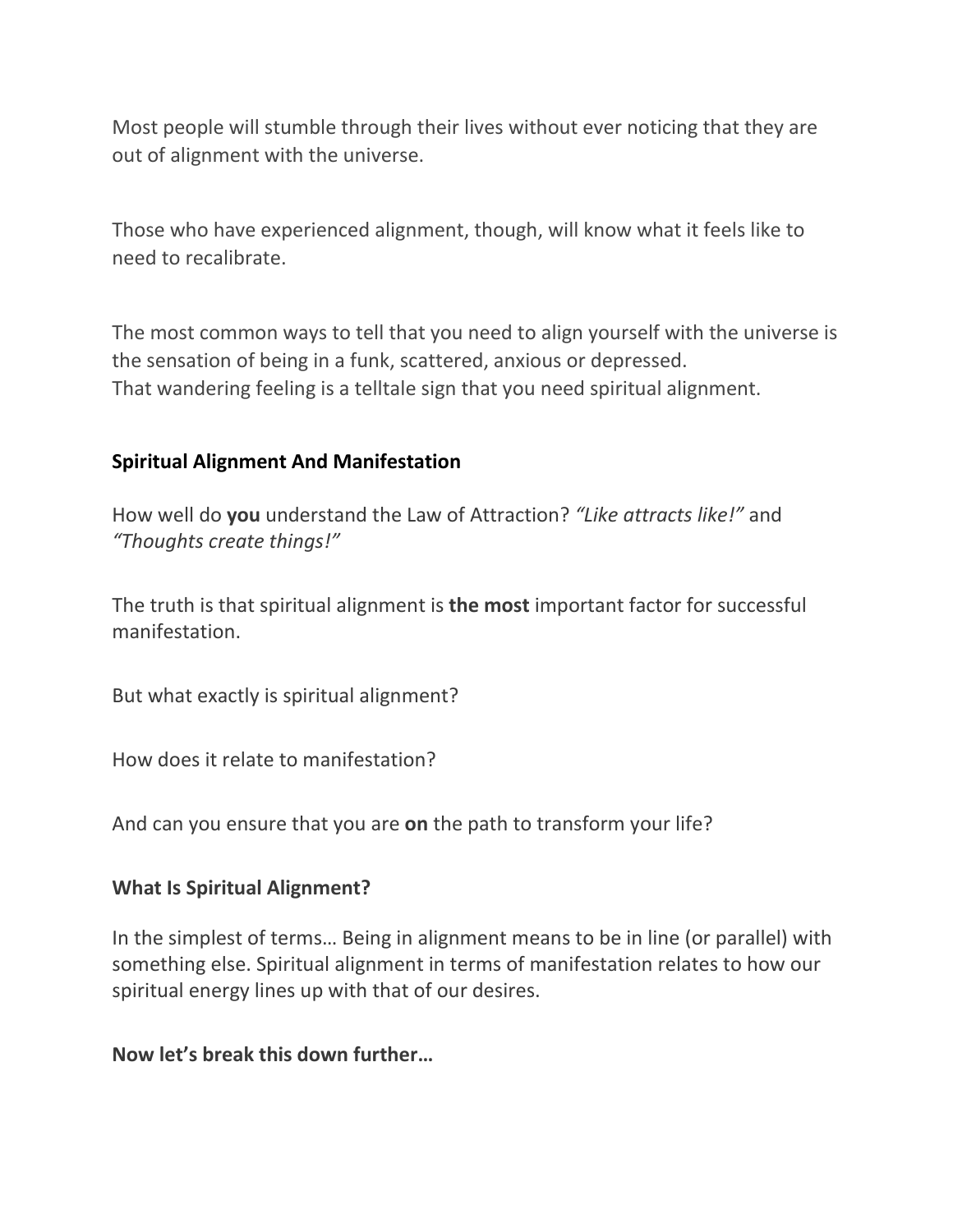Most people will stumble through their lives without ever noticing that they are out of alignment with the universe.

Those who have experienced alignment, though, will know what it feels like to need to recalibrate.

The most common ways to tell that you need to align yourself with the universe is the sensation of being in a funk, scattered, anxious or depressed.
That wandering feeling is a telltale sign that you need spiritual alignment.

**Spiritual Alignment And Manifestation**

How well do **you** understand the Law of Attraction? *"Like attracts like!"* and *"Thoughts create things!"*

The truth is that spiritual alignment is **the most** important factor for successful manifestation.

But what exactly is spiritual alignment?

How does it relate to manifestation?

And can you ensure that you are **on** the path to transform your life?

**What Is Spiritual Alignment?**

In the simplest of terms… Being in alignment means to be in line (or parallel) with something else. Spiritual alignment in terms of manifestation relates to how our spiritual energy lines up with that of our desires.

**Now let's break this down further…**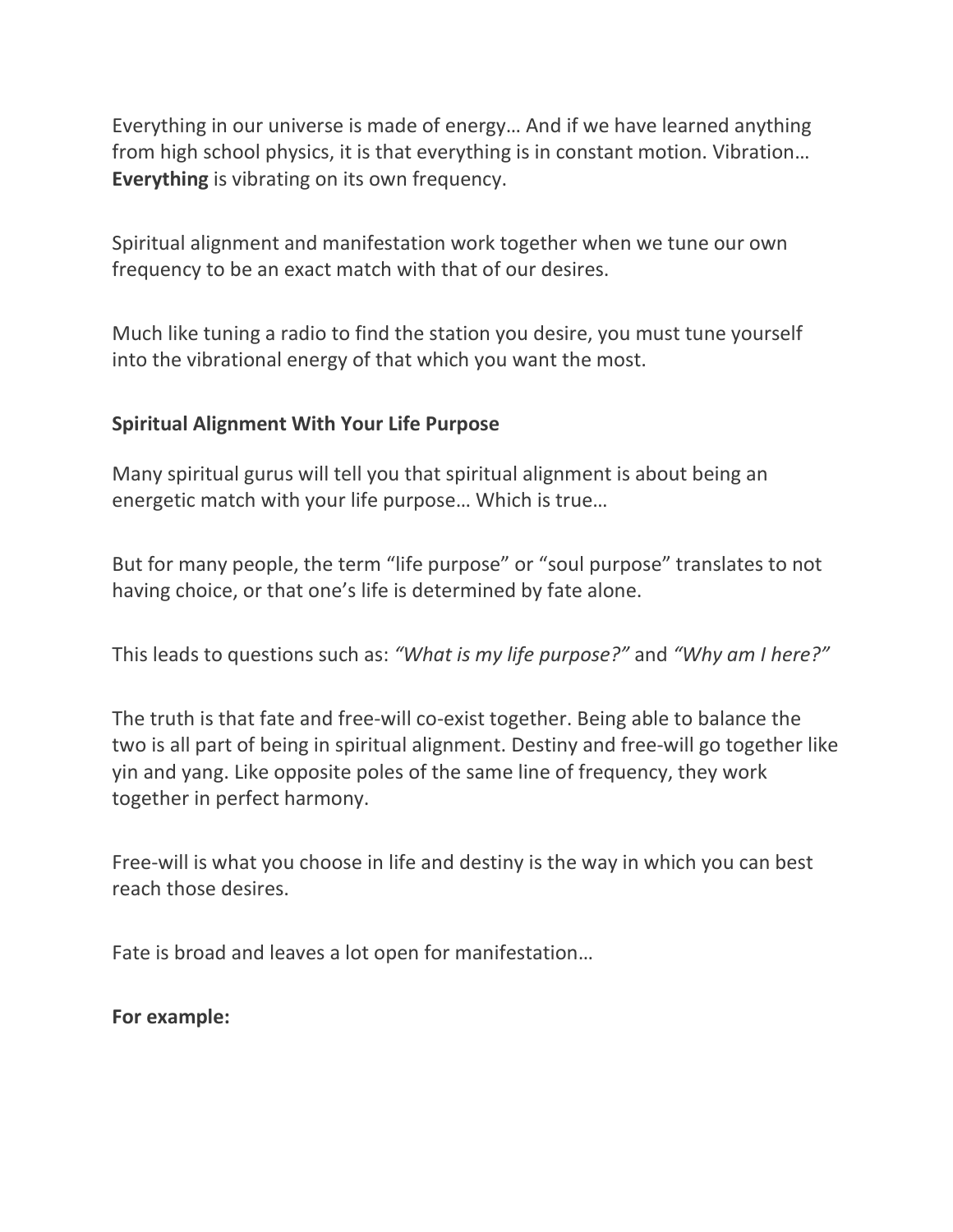Everything in our universe is made of energy… And if we have learned anything from high school physics, it is that everything is in constant motion. Vibration… **Everything** is vibrating on its own frequency.

Spiritual alignment and manifestation work together when we tune our own frequency to be an exact match with that of our desires.

Much like tuning a radio to find the station you desire, you must tune yourself into the vibrational energy of that which you want the most.

**Spiritual Alignment With Your Life Purpose**

Many spiritual gurus will tell you that spiritual alignment is about being an energetic match with your life purpose… Which is true…

But for many people, the term "life purpose" or "soul purpose" translates to not having choice, or that one's life is determined by fate alone.

This leads to questions such as: *"What is my life purpose?"* and *"Why am I here?"*

The truth is that fate and free-will co-exist together. Being able to balance the two is all part of being in spiritual alignment. Destiny and free-will go together like yin and yang. Like opposite poles of the same line of frequency, they work together in perfect harmony.

Free-will is what you choose in life and destiny is the way in which you can best reach those desires.

Fate is broad and leaves a lot open for manifestation…

**For example:**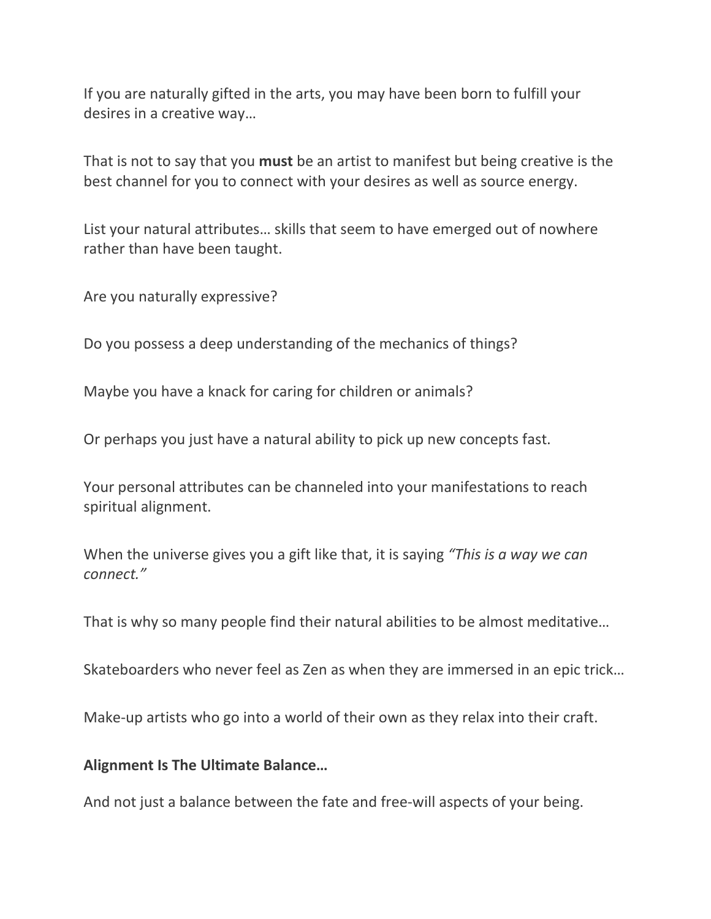If you are naturally gifted in the arts, you may have been born to fulfill your desires in a creative way…

That is not to say that you **must** be an artist to manifest but being creative is the best channel for you to connect with your desires as well as source energy.

List your natural attributes… skills that seem to have emerged out of nowhere rather than have been taught.

Are you naturally expressive?

Do you possess a deep understanding of the mechanics of things?

Maybe you have a knack for caring for children or animals?

Or perhaps you just have a natural ability to pick up new concepts fast.

Your personal attributes can be channeled into your manifestations to reach spiritual alignment.

When the universe gives you a gift like that, it is saying *"This is a way we can connect."*

That is why so many people find their natural abilities to be almost meditative…

Skateboarders who never feel as Zen as when they are immersed in an epic trick…

Make-up artists who go into a world of their own as they relax into their craft.

**Alignment Is The Ultimate Balance…**

And not just a balance between the fate and free-will aspects of your being.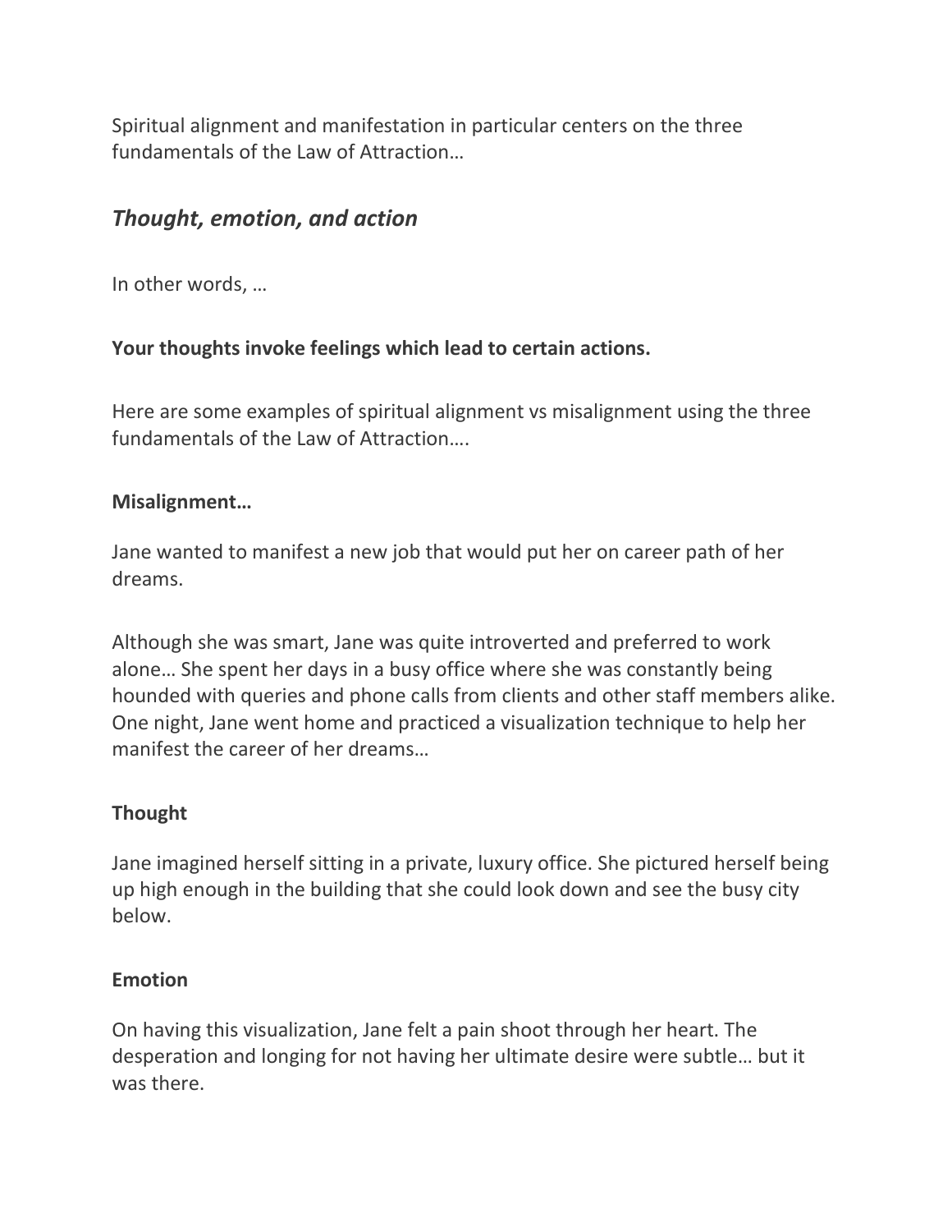Spiritual alignment and manifestation in particular centers on the three fundamentals of the Law of Attraction…

## *Thought, emotion, and action*

In other words, …

**Your thoughts invoke feelings which lead to certain actions.**

Here are some examples of spiritual alignment vs misalignment using the three fundamentals of the Law of Attraction….

**Misalignment…**

Jane wanted to manifest a new job that would put her on career path of her dreams.

Although she was smart, Jane was quite introverted and preferred to work alone… She spent her days in a busy office where she was constantly being hounded with queries and phone calls from clients and other staff members alike. One night, Jane went home and practiced a visualization technique to help her manifest the career of her dreams…

**Thought**

Jane imagined herself sitting in a private, luxury office. She pictured herself being up high enough in the building that she could look down and see the busy city below.

**Emotion**

On having this visualization, Jane felt a pain shoot through her heart. The desperation and longing for not having her ultimate desire were subtle… but it was there.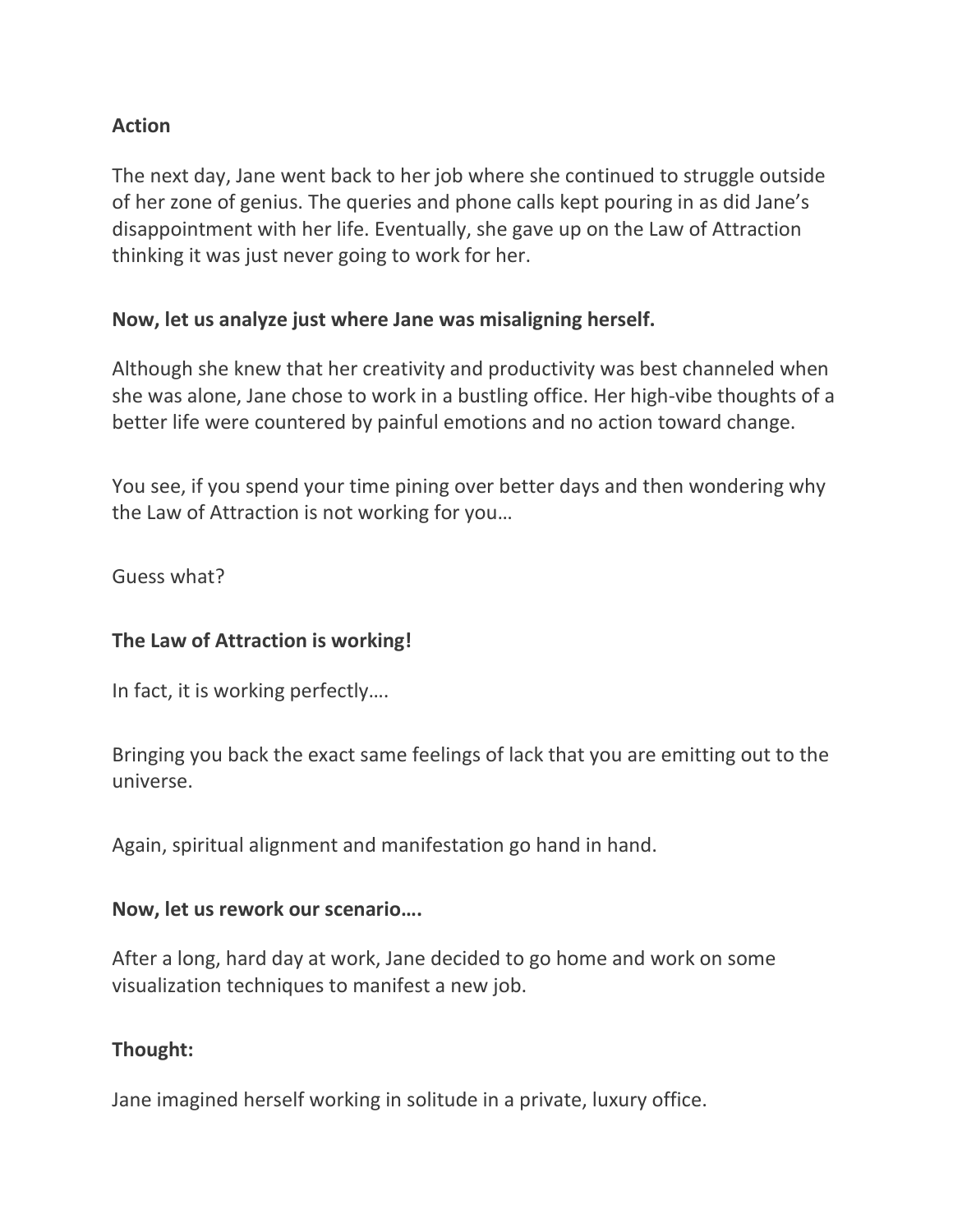**Action**

The next day, Jane went back to her job where she continued to struggle outside of her zone of genius. The queries and phone calls kept pouring in as did Jane's disappointment with her life. Eventually, she gave up on the Law of Attraction thinking it was just never going to work for her.

**Now, let us analyze just where Jane was misaligning herself.**

Although she knew that her creativity and productivity was best channeled when she was alone, Jane chose to work in a bustling office. Her high-vibe thoughts of a better life were countered by painful emotions and no action toward change.

You see, if you spend your time pining over better days and then wondering why the Law of Attraction is not working for you…

Guess what?

**The Law of Attraction is working!**

In fact, it is working perfectly….

Bringing you back the exact same feelings of lack that you are emitting out to the universe.

Again, spiritual alignment and manifestation go hand in hand.

**Now, let us rework our scenario….**

After a long, hard day at work, Jane decided to go home and work on some visualization techniques to manifest a new job.

**Thought:**

Jane imagined herself working in solitude in a private, luxury office.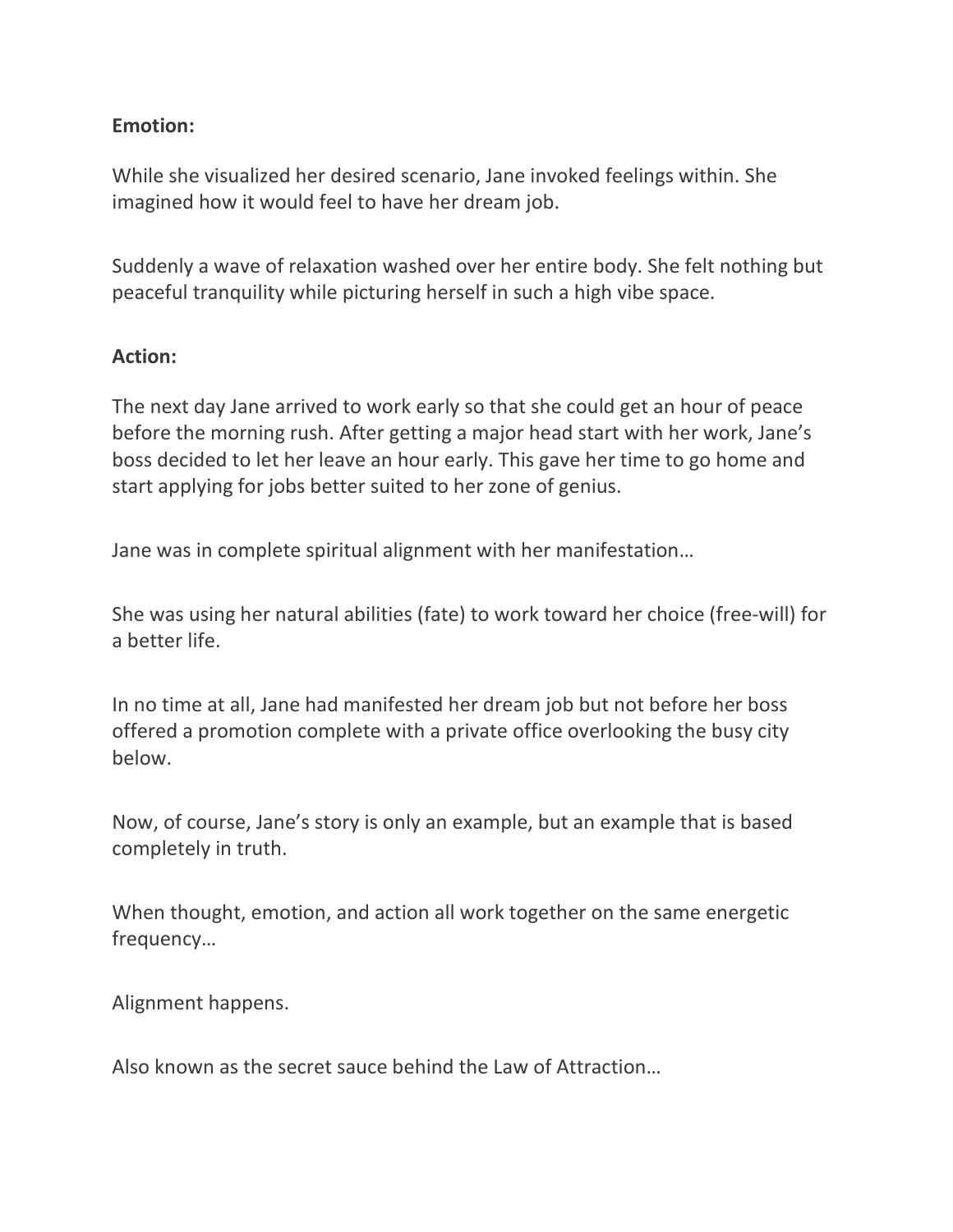**Emotion:**

While she visualized her desired scenario, Jane invoked feelings within. She imagined how it would feel to have her dream job.

Suddenly a wave of relaxation washed over her entire body. She felt nothing but peaceful tranquility while picturing herself in such a high vibe space.

**Action:**

The next day Jane arrived to work early so that she could get an hour of peace before the morning rush. After getting a major head start with her work, Jane's boss decided to let her leave an hour early. This gave her time to go home and start applying for jobs better suited to her zone of genius.

Jane was in complete spiritual alignment with her manifestation…

She was using her natural abilities (fate) to work toward her choice (free-will) for a better life.

In no time at all, Jane had manifested her dream job but not before her boss offered a promotion complete with a private office overlooking the busy city below.

Now, of course, Jane's story is only an example, but an example that is based completely in truth.

When thought, emotion, and action all work together on the same energetic frequency…

Alignment happens.

Also known as the secret sauce behind the Law of Attraction…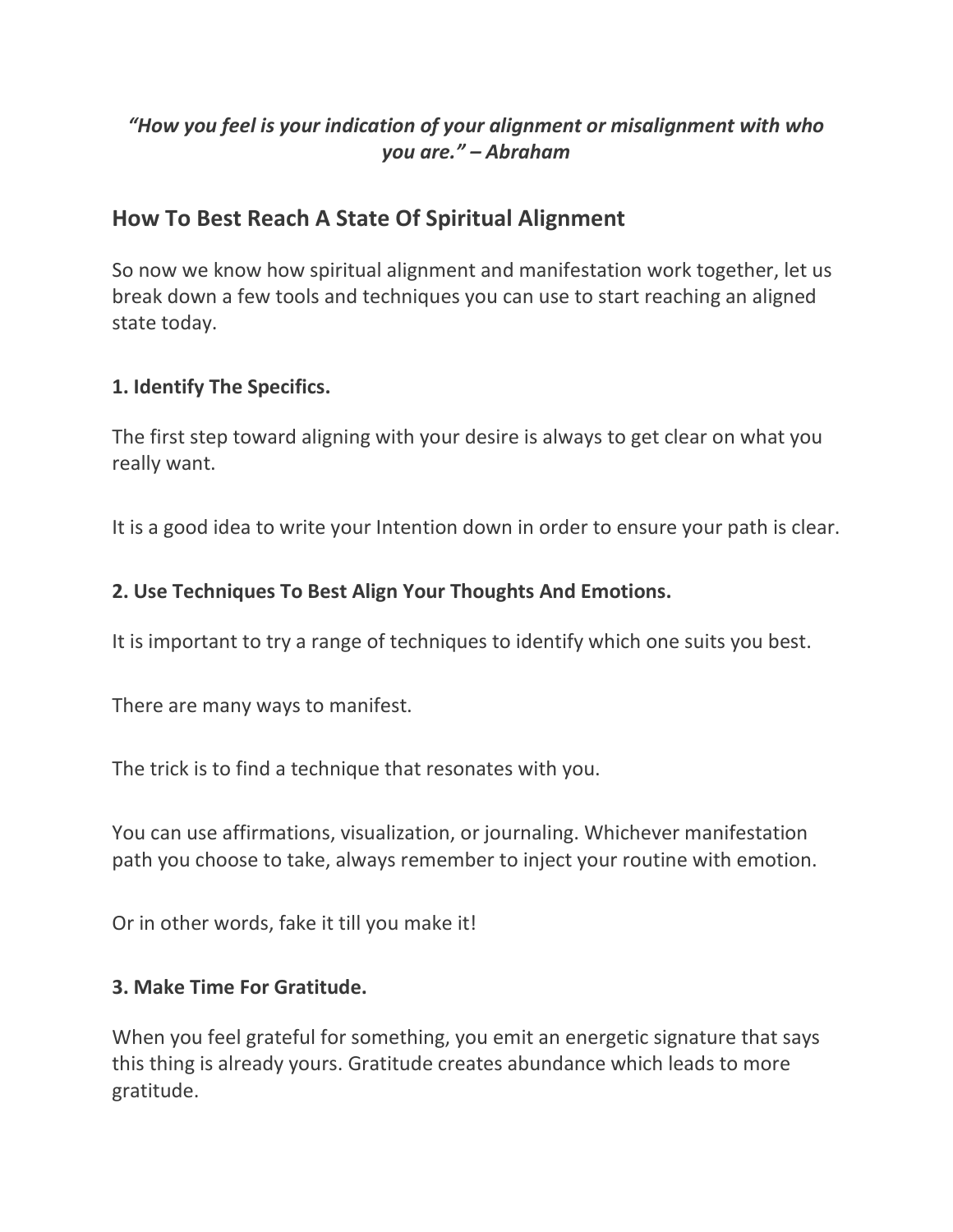***"How you feel is your indication of your alignment or misalignment with who you are." – Abraham***

## How To Best Reach A State Of Spiritual Alignment

So now we know how spiritual alignment and manifestation work together, let us break down a few tools and techniques you can use to start reaching an aligned state today.

### 1. Identify The Specifics.

The first step toward aligning with your desire is always to get clear on what you really want.

It is a good idea to write your Intention down in order to ensure your path is clear.

### 2. Use Techniques To Best Align Your Thoughts And Emotions.

It is important to try a range of techniques to identify which one suits you best.

There are many ways to manifest.

The trick is to find a technique that resonates with you.

You can use affirmations, visualization, or journaling. Whichever manifestation path you choose to take, always remember to inject your routine with emotion.

Or in other words, fake it till you make it!

### 3. Make Time For Gratitude.

When you feel grateful for something, you emit an energetic signature that says this thing is already yours. Gratitude creates abundance which leads to more gratitude.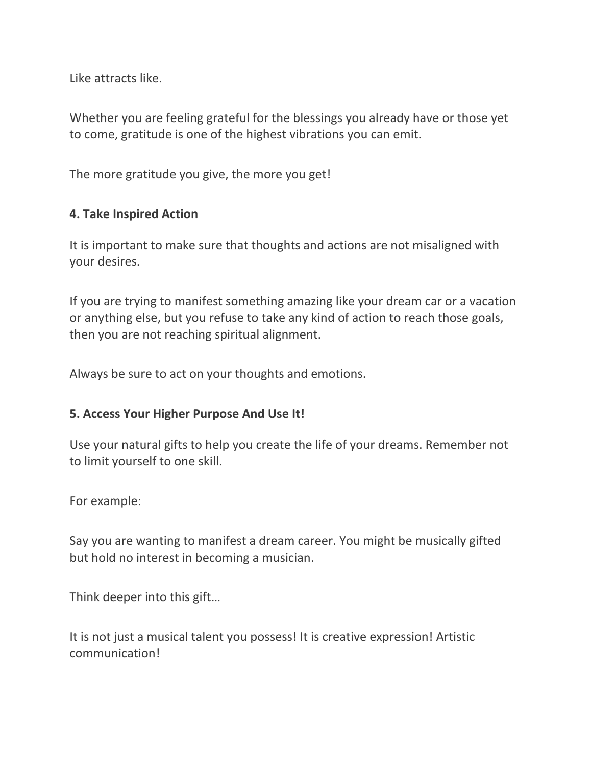Like attracts like.

Whether you are feeling grateful for the blessings you already have or those yet to come, gratitude is one of the highest vibrations you can emit.

The more gratitude you give, the more you get!

**4. Take Inspired Action**

It is important to make sure that thoughts and actions are not misaligned with your desires.

If you are trying to manifest something amazing like your dream car or a vacation or anything else, but you refuse to take any kind of action to reach those goals, then you are not reaching spiritual alignment.

Always be sure to act on your thoughts and emotions.

**5. Access Your Higher Purpose And Use It!**

Use your natural gifts to help you create the life of your dreams. Remember not to limit yourself to one skill.

For example:

Say you are wanting to manifest a dream career. You might be musically gifted but hold no interest in becoming a musician.

Think deeper into this gift…

It is not just a musical talent you possess! It is creative expression! Artistic communication!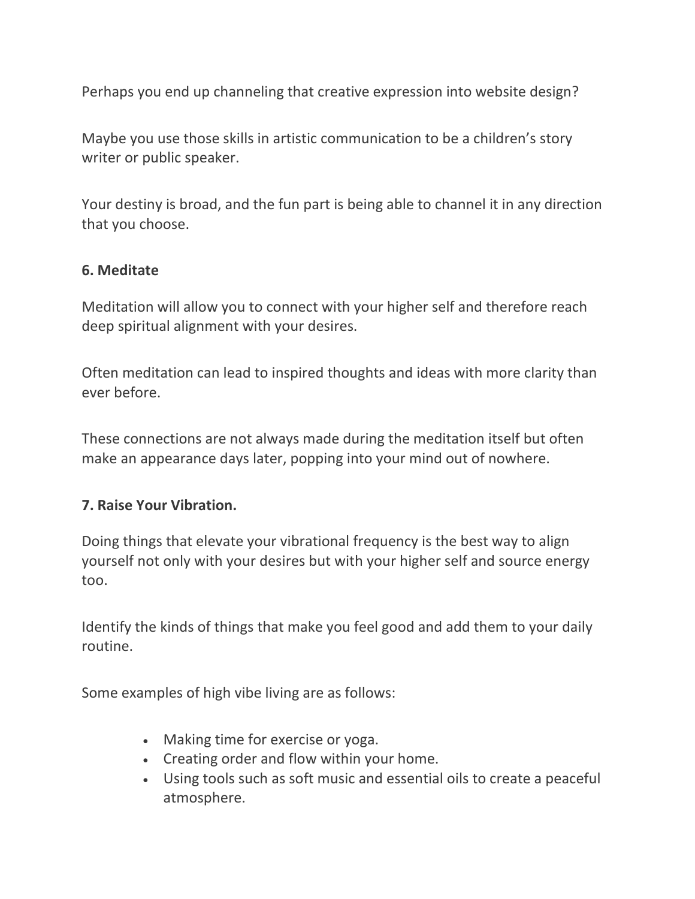Perhaps you end up channeling that creative expression into website design?

Maybe you use those skills in artistic communication to be a children's story writer or public speaker.

Your destiny is broad, and the fun part is being able to channel it in any direction that you choose.

**6. Meditate**

Meditation will allow you to connect with your higher self and therefore reach deep spiritual alignment with your desires.

Often meditation can lead to inspired thoughts and ideas with more clarity than ever before.

These connections are not always made during the meditation itself but often make an appearance days later, popping into your mind out of nowhere.

**7. Raise Your Vibration.**

Doing things that elevate your vibrational frequency is the best way to align yourself not only with your desires but with your higher self and source energy too.

Identify the kinds of things that make you feel good and add them to your daily routine.

Some examples of high vibe living are as follows:

- Making time for exercise or yoga.
- Creating order and flow within your home.
- Using tools such as soft music and essential oils to create a peaceful atmosphere.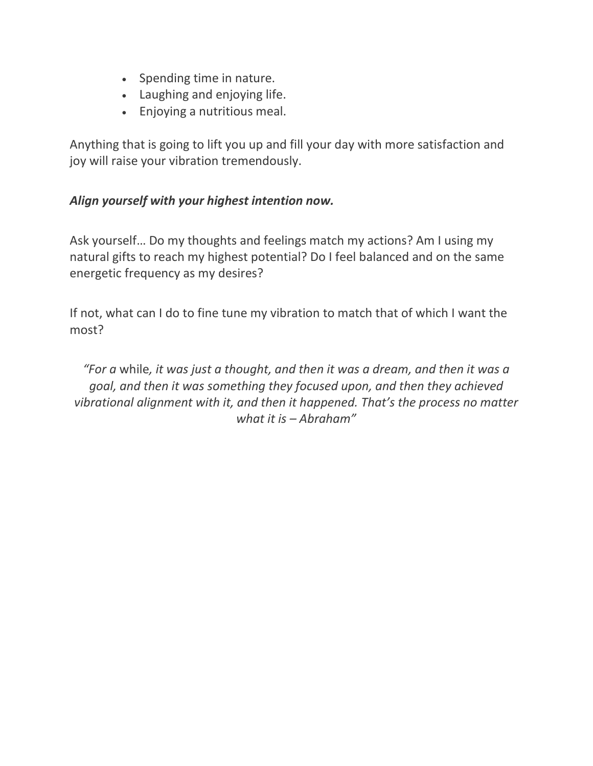- Spending time in nature.
- Laughing and enjoying life.
- Enjoying a nutritious meal.

Anything that is going to lift you up and fill your day with more satisfaction and joy will raise your vibration tremendously.

***Align yourself with your highest intention now.***

Ask yourself… Do my thoughts and feelings match my actions? Am I using my natural gifts to reach my highest potential? Do I feel balanced and on the same energetic frequency as my desires?

If not, what can I do to fine tune my vibration to match that of which I want the most?

*"For a* while*, it was just a thought, and then it was a dream, and then it was a goal, and then it was something they focused upon, and then they achieved vibrational alignment with it, and then it happened. That's the process no matter what it is – Abraham"*